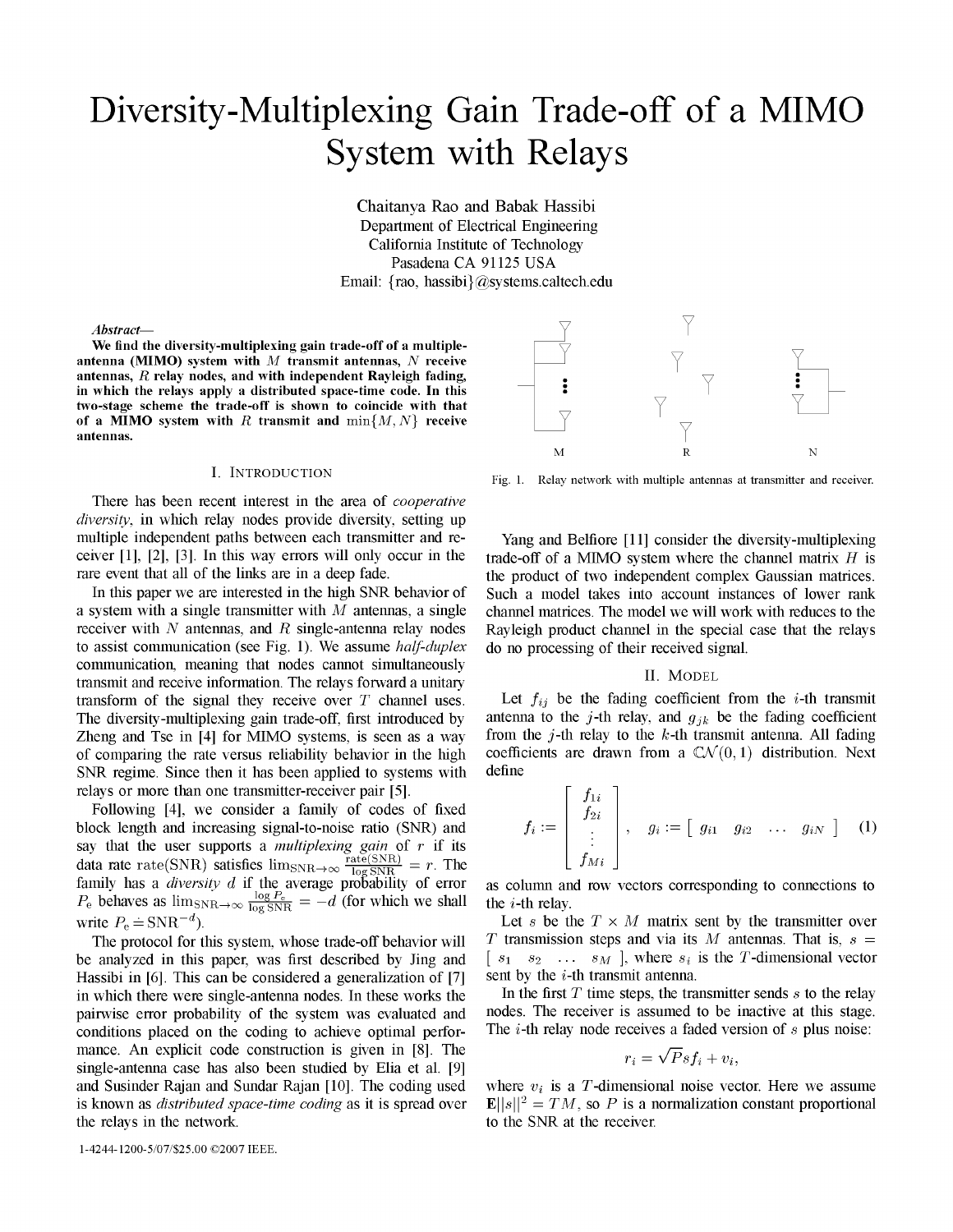# Diversity-Multiplexing Gain Trade-off of a MIMO System with Relays

Chaitanya Rao and Babak Hassibi
Department of Electrical Engineering
California Institute of Technology
Pasadena CA 91125 USA
Email: {rao, hassibi}@systems.caltech.edu

***Abstract*—**

**We find the diversity-multiplexing gain trade-off of a multiple-antenna (MIMO) system with $M$ transmit antennas, $N$ receive antennas, $R$ relay nodes, and with independent Rayleigh fading, in which the relays apply a distributed space-time code. In this two-stage scheme the trade-off is shown to coincide with that of a MIMO system with $R$ transmit and $\min\{M, N\}$ receive antennas.**

## I. Introduction

There has been recent interest in the area of *cooperative diversity*, in which relay nodes provide diversity, setting up multiple independent paths between each transmitter and receiver [1], [2], [3]. In this way errors will only occur in the rare event that all of the links are in a deep fade.

In this paper we are interested in the high SNR behavior of a system with a single transmitter with $M$ antennas, a single receiver with $N$ antennas, and $R$ single-antenna relay nodes to assist communication (see Fig. 1). We assume *half-duplex* communication, meaning that nodes cannot simultaneously transmit and receive information. The relays forward a unitary transform of the signal they receive over $T$ channel uses. The diversity-multiplexing gain trade-off, first introduced by Zheng and Tse in [4] for MIMO systems, is seen as a way of comparing the rate versus reliability behavior in the high SNR regime. Since then it has been applied to systems with relays or more than one transmitter-receiver pair [5].

Following [4], we consider a family of codes of fixed block length and increasing signal-to-noise ratio (SNR) and say that the user supports a *multiplexing gain* of $r$ if its data rate $\text{rate(SNR)}$ satisfies $\lim_{\text{SNR}\to\infty} \frac{\text{rate(SNR)}}{\log \text{SNR}} = r$. The family has a *diversity* $d$ if the average probability of error $P_e$ behaves as $\lim_{\text{SNR}\to\infty} \frac{\log P_e}{\log \text{SNR}} = -d$ (for which we shall write $P_e \doteq \text{SNR}^{-d}$).

The protocol for this system, whose trade-off behavior will be analyzed in this paper, was first described by Jing and Hassibi in [6]. This can be considered a generalization of [7] in which there were single-antenna nodes. In these works the pairwise error probability of the system was evaluated and conditions placed on the coding to achieve optimal performance. An explicit code construction is given in [8]. The single-antenna case has also been studied by Elia et al. [9] and Susinder Rajan and Sundar Rajan [10]. The coding used is known as *distributed space-time coding* as it is spread over the relays in the network.

Fig. 1. Relay network with multiple antennas at transmitter and receiver.

Yang and Belfiore [11] consider the diversity-multiplexing trade-off of a MIMO system where the channel matrix $H$ is the product of two independent complex Gaussian matrices. Such a model takes into account instances of lower rank channel matrices. The model we will work with reduces to the Rayleigh product channel in the special case that the relays do no processing of their received signal.

## II. Model

Let $f_{ij}$ be the fading coefficient from the $i$-th transmit antenna to the $j$-th relay, and $g_{jk}$ be the fading coefficient from the $j$-th relay to the $k$-th transmit antenna. All fading coefficients are drawn from a $\mathcal{CN}(0, 1)$ distribution. Next define

$$f_i := \begin{bmatrix} f_{1i} \\ f_{2i} \\ \vdots \\ f_{Mi} \end{bmatrix}, \quad g_i := \begin{bmatrix} g_{i1} & g_{i2} & \dots & g_{iN} \end{bmatrix} \quad (1)$$

as column and row vectors corresponding to connections to the $i$-th relay.

Let $s$ be the $T \times M$ matrix sent by the transmitter over $T$ transmission steps and via its $M$ antennas. That is, $s = \begin{bmatrix} s_1 & s_2 & \dots & s_M \end{bmatrix}$, where $s_i$ is the $T$-dimensional vector sent by the $i$-th transmit antenna.

In the first $T$ time steps, the transmitter sends $s$ to the relay nodes. The receiver is assumed to be inactive at this stage. The $i$-th relay node receives a faded version of $s$ plus noise:

$$r_i = \sqrt{P} s f_i + v_i,$$

where $v_i$ is a $T$-dimensional noise vector. Here we assume $\mathbf{E}||s||^2 = TM$, so $P$ is a normalization constant proportional to the SNR at the receiver.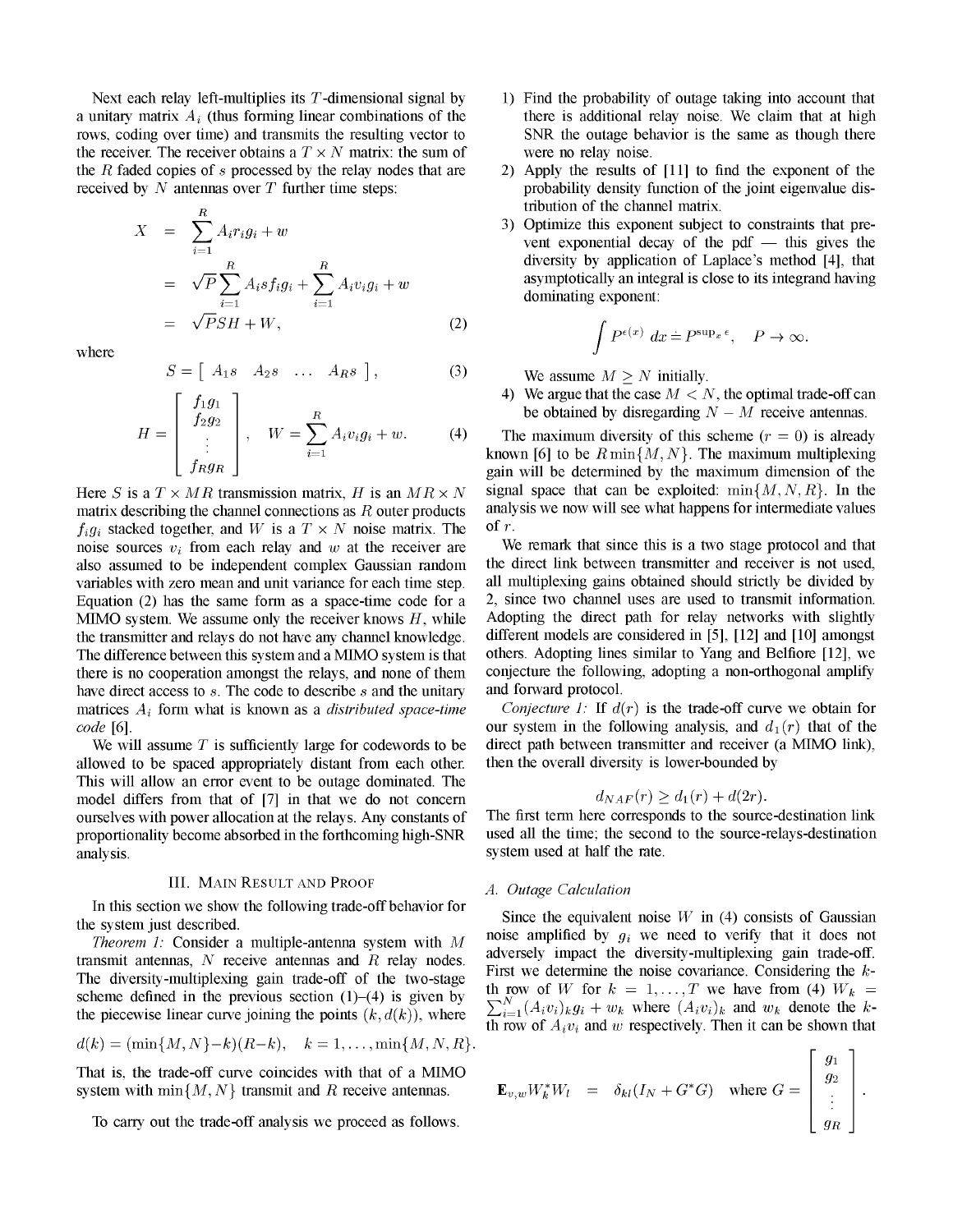Next each relay left-multiplies its $T$-dimensional signal by a unitary matrix $A_i$ (thus forming linear combinations of the rows, coding over time) and transmits the resulting vector to the receiver. The receiver obtains a $T \times N$ matrix: the sum of the $R$ faded copies of $s$ processed by the relay nodes that are received by $N$ antennas over $T$ further time steps:

$$
\begin{aligned}
X &= \sum_{i=1}^{R} A_i r_i g_i + w \\
&= \sqrt{P} \sum_{i=1}^{R} A_i s f_i g_i + \sum_{i=1}^{R} A_i v_i g_i + w \\
&= \sqrt{P} S H + W, \qquad (2)
\end{aligned}
$$

where

$$
S = \left[ \begin{array}{cccc} A_1 s & A_2 s & \ldots & A_R s \end{array} \right], \qquad (3)
$$

$$
H = \left[ \begin{array}{c} f_1 g_1 \\ f_2 g_2 \\ \vdots \\ f_R g_R \end{array} \right], \quad W = \sum_{i=1}^{R} A_i v_i g_i + w. \qquad (4)
$$

Here $S$ is a $T \times MR$ transmission matrix, $H$ is an $MR \times N$ matrix describing the channel connections as $R$ outer products $f_i g_i$ stacked together, and $W$ is a $T \times N$ noise matrix. The noise sources $v_i$ from each relay and $w$ at the receiver are also assumed to be independent complex Gaussian random variables with zero mean and unit variance for each time step. Equation (2) has the same form as a space-time code for a MIMO system. We assume only the receiver knows $H$, while the transmitter and relays do not have any channel knowledge. The difference between this system and a MIMO system is that there is no cooperation amongst the relays, and none of them have direct access to $s$. The code to describe $s$ and the unitary matrices $A_i$ form what is known as a *distributed space-time code* [6].

We will assume $T$ is sufficiently large for codewords to be allowed to be spaced appropriately distant from each other. This will allow an error event to be outage dominated. The model differs from that of [7] in that we do not concern ourselves with power allocation at the relays. Any constants of proportionality become absorbed in the forthcoming high-SNR analysis.

## III. Main Result and Proof

In this section we show the following trade-off behavior for the system just described.

*Theorem 1:* Consider a multiple-antenna system with $M$ transmit antennas, $N$ receive antennas and $R$ relay nodes. The diversity-multiplexing gain trade-off of the two-stage scheme defined in the previous section (1)–(4) is given by the piecewise linear curve joining the points $(k, d(k))$, where

$$
d(k) = (\min\{M, N\} - k)(R - k), \quad k = 1, \ldots, \min\{M, N, R\}.
$$

That is, the trade-off curve coincides with that of a MIMO system with $\min\{M, N\}$ transmit and $R$ receive antennas.

To carry out the trade-off analysis we proceed as follows.

1) Find the probability of outage taking into account that there is additional relay noise. We claim that at high SNR the outage behavior is the same as though there were no relay noise.
2) Apply the results of [11] to find the exponent of the probability density function of the joint eigenvalue distribution of the channel matrix.
3) Optimize this exponent subject to constraints that prevent exponential decay of the pdf — this gives the diversity by application of Laplace's method [4], that asymptotically an integral is close to its integrand having dominating exponent:

$$
\int P^{\epsilon(x)} \, dx \doteq P^{\sup_x \epsilon}, \quad P \to \infty.
$$

We assume $M \geq N$ initially.

4) We argue that the case $M < N$, the optimal trade-off can be obtained by disregarding $N - M$ receive antennas.

The maximum diversity of this scheme ($r = 0$) is already known [6] to be $R \min\{M, N\}$. The maximum multiplexing gain will be determined by the maximum dimension of the signal space that can be exploited: $\min\{M, N, R\}$. In the analysis we now will see what happens for intermediate values of $r$.

We remark that since this is a two stage protocol and that the direct link between transmitter and receiver is not used, all multiplexing gains obtained should strictly be divided by 2, since two channel uses are used to transmit information. Adopting the direct path for relay networks with slightly different models are considered in [5], [12] and [10] amongst others. Adopting lines similar to Yang and Belfiore [12], we conjecture the following, adopting a non-orthogonal amplify and forward protocol.

*Conjecture 1:* If $d(r)$ is the trade-off curve we obtain for our system in the following analysis, and $d_1(r)$ that of the direct path between transmitter and receiver (a MIMO link), then the overall diversity is lower-bounded by

$$
d_{NAF}(r) \geq d_1(r) + d(2r).
$$

The first term here corresponds to the source-destination link used all the time; the second to the source-relays-destination system used at half the rate.

### A. Outage Calculation

Since the equivalent noise $W$ in (4) consists of Gaussian noise amplified by $g_i$ we need to verify that it does not adversely impact the diversity-multiplexing gain trade-off. First we determine the noise covariance. Considering the $k$-th row of $W$ for $k = 1, \ldots, T$ we have from (4) $W_k = \sum_{i=1}^{N} (A_i v_i)_k g_i + w_k$ where $(A_i v_i)_k$ and $w_k$ denote the $k$-th row of $A_i v_i$ and $w$ respectively. Then it can be shown that

$$
\mathbf{E}_{v,w} W_k^* W_l = \delta_{kl}(I_N + G^* G) \quad \text{where } G = \left[ \begin{array}{c} g_1 \\ g_2 \\ \vdots \\ g_R \end{array} \right].
$$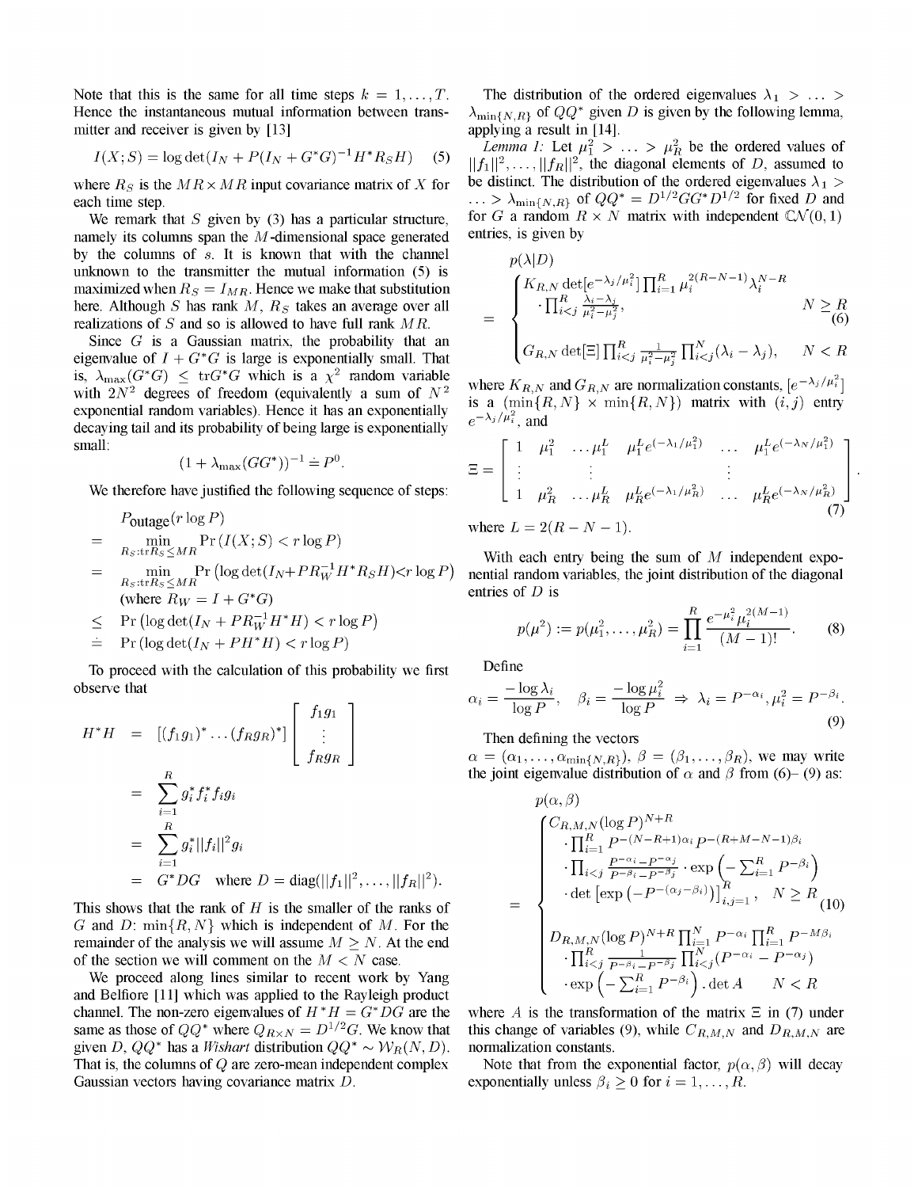Note that this is the same for all time steps $k = 1, \ldots, T$. Hence the instantaneous mutual information between transmitter and receiver is given by [13]

$$I(X; S) = \log\det(I_N + P(I_N + G^*G)^{-1} H^* R_S H) \quad (5)$$

where $R_S$ is the $MR \times MR$ input covariance matrix of $X$ for each time step.

We remark that $S$ given by (3) has a particular structure, namely its columns span the $M$-dimensional space generated by the columns of $s$. It is known that with the channel unknown to the transmitter the mutual information (5) is maximized when $R_S = I_{MR}$. Hence we make that substitution here. Although $S$ has rank $M$, $R_S$ takes an average over all realizations of $S$ and so is allowed to have full rank $MR$.

Since $G$ is a Gaussian matrix, the probability that an eigenvalue of $I + G^*G$ is large is exponentially small. That is, $\lambda_{\max}(G^*G) \leq \mathrm{tr} G^*G$ which is a $\chi^2$ random variable with $2N^2$ degrees of freedom (equivalently a sum of $N^2$ exponential random variables). Hence it has an exponentially decaying tail and its probability of being large is exponentially small:

$$(1 + \lambda_{\max}(GG^*))^{-1} \doteq P^0.$$

We therefore have justified the following sequence of steps:

$$\begin{aligned}
& P_{\text{outage}}(r \log P) \\
= \ & \min_{R_S : \mathrm{tr} R_S \leq MR} \Pr\left(I(X;S) < r \log P\right) \\
= \ & \min_{R_S : \mathrm{tr} R_S \leq MR} \Pr\left(\log\det(I_N + P R_W^{-1} H^* R_S H) < r \log P\right) \\
& \text{(where } R_W = I + G^*G) \\
\leq \ & \Pr\left(\log\det(I_N + P R_W^{-1} H^* H) < r \log P\right) \\
\doteq \ & \Pr\left(\log\det(I_N + P H^* H) < r \log P\right)
\end{aligned}$$

To proceed with the calculation of this probability we first observe that

$$\begin{aligned}
H^*H &= [(f_1 g_1)^* \ldots (f_R g_R)^*] \begin{bmatrix} f_1 g_1 \\ \vdots \\ f_R g_R \end{bmatrix} \\
&= \sum_{i=1}^{R} g_i^* f_i^* f_i g_i \\
&= \sum_{i=1}^{R} g_i^* \|f_i\|^2 g_i \\
&= G^* D G \quad \text{where } D = \mathrm{diag}(\|f_1\|^2, \ldots, \|f_R\|^2).
\end{aligned}$$

This shows that the rank of $H$ is the smaller of the ranks of $G$ and $D$: $\min\{R, N\}$ which is independent of $M$. For the remainder of the analysis we will assume $M \geq N$. At the end of the section we will comment on the $M < N$ case.

We proceed along lines similar to recent work by Yang and Belfiore [11] which was applied to the Rayleigh product channel. The non-zero eigenvalues of $H^*H = G^*DG$ are the same as those of $QQ^*$ where $Q_{R \times N} = D^{1/2} G$. We know that given $D$, $QQ^*$ has a *Wishart* distribution $QQ^* \sim \mathcal{W}_R(N, D)$. That is, the columns of $Q$ are zero-mean independent complex Gaussian vectors having covariance matrix $D$.

The distribution of the ordered eigenvalues $\lambda_1 > \ldots > \lambda_{\min\{N,R\}}$ of $QQ^*$ given $D$ is given by the following lemma, applying a result in [14].

*Lemma 1:* Let $\mu_1^2 > \ldots > \mu_R^2$ be the ordered values of $\|f_1\|^2, \ldots, \|f_R\|^2$, the diagonal elements of $D$, assumed to be distinct. The distribution of the ordered eigenvalues $\lambda_1 > \ldots > \lambda_{\min\{N,R\}}$ of $QQ^* = D^{1/2} G G^* D^{1/2}$ for fixed $D$ and for $G$ a random $R \times N$ matrix with independent $\mathbb{CN}(0,1)$ entries, is given by

$$p(\lambda | D) = \begin{cases} K_{R,N} \det[e^{-\lambda_j/\mu_i^2}] \prod_{i=1}^{R} \mu_i^{2(R-N-1)} \lambda_i^{N-R} \\ \quad \cdot \prod_{i<j}^{R} \frac{\lambda_i - \lambda_j}{\mu_i^2 - \mu_j^2}, & N \geq R \\ G_{R,N} \det[\Xi] \prod_{i<j}^{R} \frac{1}{\mu_i^2 - \mu_j^2} \prod_{i<j}^{N} (\lambda_i - \lambda_j), & N < R \end{cases} \quad (6)$$

where $K_{R,N}$ and $G_{R,N}$ are normalization constants, $[e^{-\lambda_j/\mu_i^2}]$ is a $(\min\{R,N\} \times \min\{R,N\})$ matrix with $(i,j)$ entry $e^{-\lambda_j/\mu_i^2}$, and

$$\Xi = \begin{bmatrix} 1 & \mu_1^2 & \ldots \mu_1^L & \mu_1^L e^{(-\lambda_1/\mu_1^2)} & \ldots & \mu_1^L e^{(-\lambda_N/\mu_1^2)} \\ \vdots & & \vdots & & \vdots & \\ 1 & \mu_R^2 & \ldots \mu_R^L & \mu_R^L e^{(-\lambda_1/\mu_R^2)} & \ldots & \mu_R^L e^{(-\lambda_N/\mu_R^2)} \end{bmatrix}. \quad (7)$$

where $L = 2(R - N - 1)$.

With each entry being the sum of $M$ independent exponential random variables, the joint distribution of the diagonal entries of $D$ is

$$p(\mu^2) := p(\mu_1^2, \ldots, \mu_R^2) = \prod_{i=1}^{R} \frac{e^{-\mu_i^2} \mu_i^{2(M-1)}}{(M-1)!}. \quad (8)$$

Define

$$\alpha_i = \frac{-\log \lambda_i}{\log P}, \quad \beta_i = \frac{-\log \mu_i^2}{\log P} \Rightarrow \lambda_i = P^{-\alpha_i}, \mu_i^2 = P^{-\beta_i}. \quad (9)$$

Then defining the vectors $\alpha = (\alpha_1, \ldots, \alpha_{\min\{N,R\}})$, $\beta = (\beta_1, \ldots, \beta_R)$, we may write the joint eigenvalue distribution of $\alpha$ and $\beta$ from (6)–(9) as:

$$p(\alpha, \beta) = \begin{cases} C_{R,M,N} (\log P)^{N+R} \\ \quad \cdot \prod_{i=1}^{R} P^{-(N-R+1)\alpha_i} P^{-(R+M-N-1)\beta_i} \\ \quad \cdot \prod_{i<j} \frac{P^{-\alpha_i} - P^{-\alpha_j}}{P^{-\beta_i} - P^{-\beta_j}} \cdot \exp\left(-\sum_{i=1}^{R} P^{-\beta_i}\right) \\ \quad \cdot \det\left[\exp\left(-P^{-(\alpha_j - \beta_i)}\right)\right]_{i,j=1}^{R}, & N \geq R \\ D_{R,M,N} (\log P)^{N+R} \prod_{i=1}^{N} P^{-\alpha_i} \prod_{i=1}^{R} P^{-M\beta_i} \\ \quad \cdot \prod_{i<j}^{R} \frac{1}{P^{-\beta_i} - P^{-\beta_j}} \prod_{i<j}^{N} (P^{-\alpha_i} - P^{-\alpha_j}) \\ \quad \cdot \exp\left(-\sum_{i=1}^{R} P^{-\beta_i}\right) \cdot \det A & N < R \end{cases} \quad (10)$$

where $A$ is the transformation of the matrix $\Xi$ in (7) under this change of variables (9), while $C_{R,M,N}$ and $D_{R,M,N}$ are normalization constants.

Note that from the exponential factor, $p(\alpha, \beta)$ will decay exponentially unless $\beta_i \geq 0$ for $i = 1, \ldots, R$.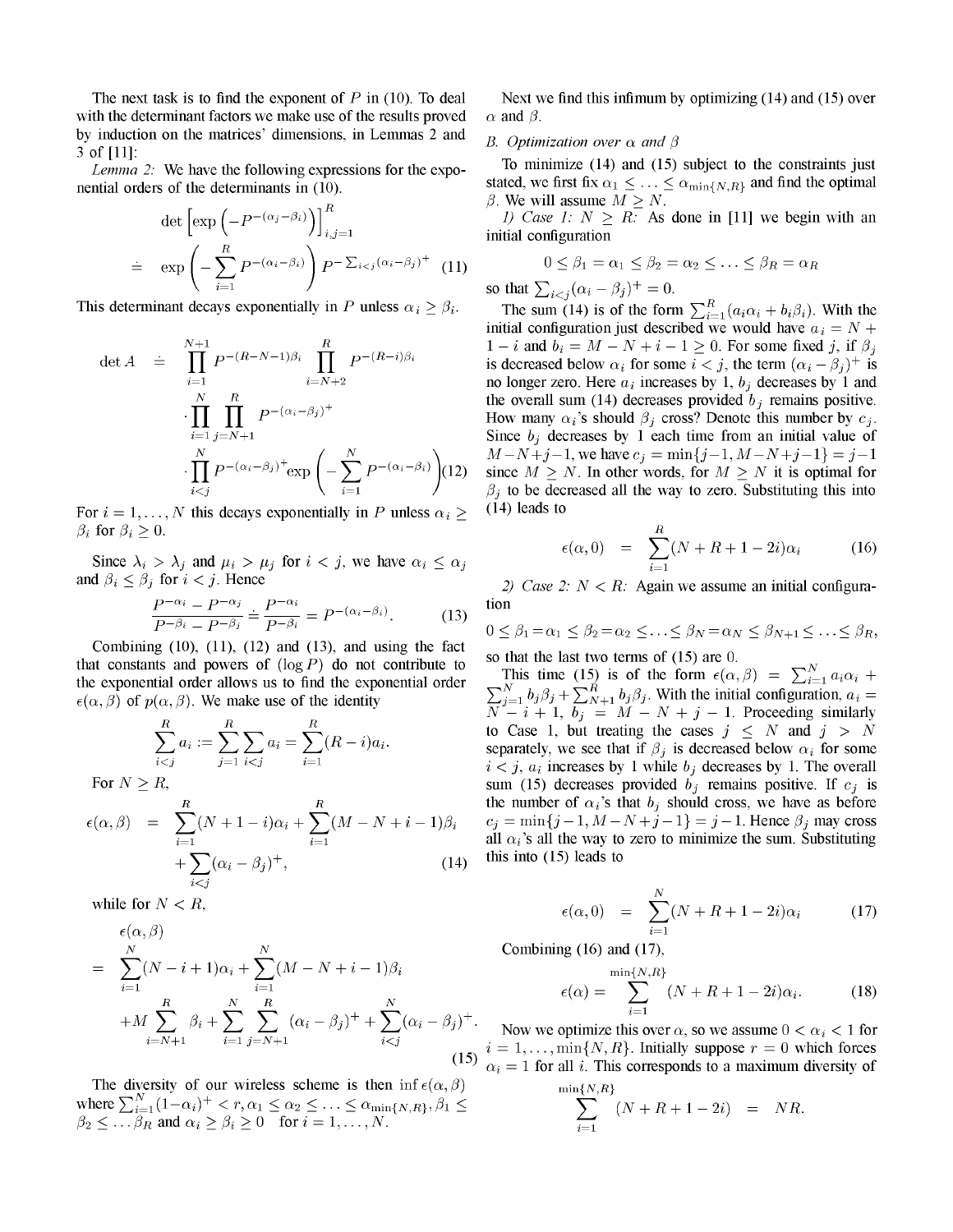The next task is to find the exponent of $P$ in (10). To deal with the determinant factors we make use of the results proved by induction on the matrices' dimensions, in Lemmas 2 and 3 of [11]:

*Lemma 2:* We have the following expressions for the exponential orders of the determinants in (10).

$$\det\left[\exp\left(-P^{-(\alpha_j-\beta_i)}\right)\right]_{i,j=1}^{R} \doteq \exp\left(-\sum_{i=1}^{R} P^{-(\alpha_i-\beta_i)}\right) P^{-\sum_{i<j}(\alpha_i-\beta_j)^+} \quad (11)$$

This determinant decays exponentially in $P$ unless $\alpha_i \geq \beta_i$.

$$\begin{aligned}
\det A \doteq & \prod_{i=1}^{N+1} P^{-(R-N-1)\beta_i} \prod_{i=N+2}^{R} P^{-(R-i)\beta_i} \\
& \cdot \prod_{i=1}^{N} \prod_{j=N+1}^{R} P^{-(\alpha_i-\beta_j)^+} \\
& \cdot \prod_{i<j}^{N} P^{-(\alpha_i-\beta_j)^+} \exp\left(-\sum_{i=1}^{N} P^{-(\alpha_i-\beta_i)}\right) \quad (12)
\end{aligned}$$

For $i = 1, \ldots, N$ this decays exponentially in $P$ unless $\alpha_i \geq \beta_i$ for $\beta_i \geq 0$.

Since $\lambda_i > \lambda_j$ and $\mu_i > \mu_j$ for $i < j$, we have $\alpha_i \leq \alpha_j$ and $\beta_i \leq \beta_j$ for $i < j$. Hence

$$\frac{P^{-\alpha_i} - P^{-\alpha_j}}{P^{-\beta_i} - P^{-\beta_j}} \doteq \frac{P^{-\alpha_i}}{P^{-\beta_i}} = P^{-(\alpha_i-\beta_i)}. \quad (13)$$

Combining (10), (11), (12) and (13), and using the fact that constants and powers of $(\log P)$ do not contribute to the exponential order allows us to find the exponential order $\epsilon(\alpha, \beta)$ of $p(\alpha, \beta)$. We make use of the identity

$$\sum_{i<j}^{R} a_i := \sum_{j=1}^{R} \sum_{i<j} a_i = \sum_{i=1}^{R} (R-i)a_i.$$

For $N \geq R$,

$$\begin{aligned}
\epsilon(\alpha, \beta) = & \sum_{i=1}^{R} (N+1-i)\alpha_i + \sum_{i=1}^{R} (M-N+i-1)\beta_i \\
& + \sum_{i<j} (\alpha_i - \beta_j)^+, \quad (14)
\end{aligned}$$

while for $N < R$,

$$\begin{aligned}
& \epsilon(\alpha, \beta) \\
= & \sum_{i=1}^{N} (N-i+1)\alpha_i + \sum_{i=1}^{N} (M-N+i-1)\beta_i \\
& + M \sum_{i=N+1}^{R} \beta_i + \sum_{i=1}^{N} \sum_{j=N+1}^{R} (\alpha_i - \beta_j)^+ + \sum_{i<j}^{N} (\alpha_i - \beta_j)^+. \quad (15)
\end{aligned}$$

The diversity of our wireless scheme is then $\inf \epsilon(\alpha, \beta)$ where $\sum_{i=1}^{N}(1-\alpha_i)^+ < r, \alpha_1 \leq \alpha_2 \leq \ldots \leq \alpha_{\min\{N,R\}}, \beta_1 \leq \beta_2 \leq \ldots \beta_R$ and $\alpha_i \geq \beta_i \geq 0 \quad$ for $i = 1, \ldots, N$.

Next we find this infimum by optimizing (14) and (15) over $\alpha$ and $\beta$.

### B. Optimization over $\alpha$ and $\beta$

To minimize (14) and (15) subject to the constraints just stated, we first fix $\alpha_1 \leq \ldots \leq \alpha_{\min\{N,R\}}$ and find the optimal $\beta$. We will assume $M \geq N$.

*1) Case 1: $N \geq R$:* As done in [11] we begin with an initial configuration

$$0 \leq \beta_1 = \alpha_1 \leq \beta_2 = \alpha_2 \leq \ldots \leq \beta_R = \alpha_R$$

so that $\sum_{i<j}(\alpha_i - \beta_j)^+ = 0$.

The sum (14) is of the form $\sum_{i=1}^{R}(a_i\alpha_i + b_i\beta_i)$. With the initial configuration just described we would have $a_i = N + 1 - i$ and $b_i = M - N + i - 1 \geq 0$. For some fixed $j$, if $\beta_j$ is decreased below $\alpha_i$ for some $i < j$, the term $(\alpha_i - \beta_j)^+$ is no longer zero. Here $a_i$ increases by 1, $b_j$ decreases by 1 and the overall sum (14) decreases provided $b_j$ remains positive. How many $\alpha_i$'s should $\beta_j$ cross? Denote this number by $c_j$. Since $b_j$ decreases by 1 each time from an initial value of $M - N + j - 1$, we have $c_j = \min\{j-1, M-N+j-1\} = j-1$ since $M \geq N$. In other words, for $M \geq N$ it is optimal for $\beta_j$ to be decreased all the way to zero. Substituting this into (14) leads to

$$\epsilon(\alpha, 0) = \sum_{i=1}^{R} (N + R + 1 - 2i)\alpha_i \quad (16)$$

*2) Case 2: $N < R$:* Again we assume an initial configuration

$$0 \leq \beta_1 = \alpha_1 \leq \beta_2 = \alpha_2 \leq \ldots \leq \beta_N = \alpha_N \leq \beta_{N+1} \leq \ldots \leq \beta_R,$$

so that the last two terms of (15) are 0.

This time (15) is of the form $\epsilon(\alpha, \beta) = \sum_{i=1}^{N} a_i\alpha_i + \sum_{j=1}^{N} b_j\beta_j + \sum_{N+1}^{R} b_j\beta_j$. With the initial configuration, $a_i = N - i + 1$, $b_j = M - N + j - 1$. Proceeding similarly to Case 1, but treating the cases $j \leq N$ and $j > N$ separately, we see that if $\beta_j$ is decreased below $\alpha_i$ for some $i < j$, $a_i$ increases by 1 while $b_j$ decreases by 1. The overall sum (15) decreases provided $b_j$ remains positive. If $c_j$ is the number of $\alpha_i$'s that $b_j$ should cross, we have as before $c_j = \min\{j-1, M-N+j-1\} = j-1$. Hence $\beta_j$ may cross all $\alpha_i$'s all the way to zero to minimize the sum. Substituting this into (15) leads to

$$\epsilon(\alpha, 0) = \sum_{i=1}^{N} (N + R + 1 - 2i)\alpha_i \quad (17)$$

Combining (16) and (17),

$$\epsilon(\alpha) = \sum_{i=1}^{\min\{N,R\}} (N + R + 1 - 2i)\alpha_i. \quad (18)$$

Now we optimize this over $\alpha$, so we assume $0 < \alpha_i < 1$ for $i = 1, \ldots, \min\{N, R\}$. Initially suppose $r = 0$ which forces $\alpha_i = 1$ for all $i$. This corresponds to a maximum diversity of

$$\sum_{i=1}^{\min\{N,R\}} (N + R + 1 - 2i) = NR.$$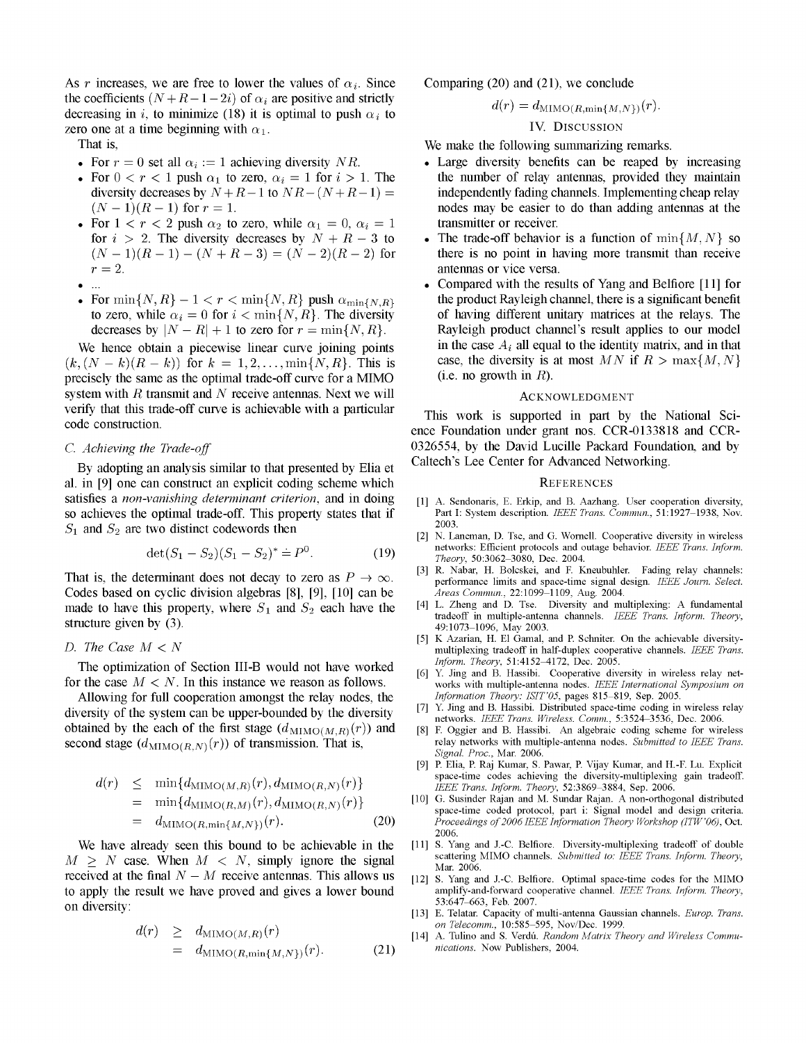As $r$ increases, we are free to lower the values of $\alpha_i$. Since the coefficients $(N+R-1-2i)$ of $\alpha_i$ are positive and strictly decreasing in $i$, to minimize (18) it is optimal to push $\alpha_i$ to zero one at a time beginning with $\alpha_1$.

That is,

- For $r = 0$ set all $\alpha_i := 1$ achieving diversity $NR$.
- For $0 < r < 1$ push $\alpha_1$ to zero, $\alpha_i = 1$ for $i > 1$. The diversity decreases by $N+R-1$ to $NR-(N+R-1) = (N-1)(R-1)$ for $r = 1$.
- For $1 < r < 2$ push $\alpha_2$ to zero, while $\alpha_1 = 0$, $\alpha_i = 1$ for $i > 2$. The diversity decreases by $N+R-3$ to $(N-1)(R-1)-(N+R-3) = (N-2)(R-2)$ for $r = 2$.
- ...
- For $\min\{N,R\}-1 < r < \min\{N,R\}$ push $\alpha_{\min\{N,R\}}$ to zero, while $\alpha_i = 0$ for $i < \min\{N,R\}$. The diversity decreases by $|N-R|+1$ to zero for $r = \min\{N,R\}$.

We hence obtain a piecewise linear curve joining points $(k,(N-k)(R-k))$ for $k = 1,2,\ldots,\min\{N,R\}$. This is precisely the same as the optimal trade-off curve for a MIMO system with $R$ transmit and $N$ receive antennas. Next we will verify that this trade-off curve is achievable with a particular code construction.

### C. Achieving the Trade-off

By adopting an analysis similar to that presented by Elia et al. in [9] one can construct an explicit coding scheme which satisfies a *non-vanishing determinant criterion*, and in doing so achieves the optimal trade-off. This property states that if $S_1$ and $S_2$ are two distinct codewords then

$$\det(S_1-S_2)(S_1-S_2)^* \doteq P^0. \tag{19}$$

That is, the determinant does not decay to zero as $P \to \infty$. Codes based on cyclic division algebras [8], [9], [10] can be made to have this property, where $S_1$ and $S_2$ each have the structure given by (3).

### D. The Case $M < N$

The optimization of Section III-B would not have worked for the case $M < N$. In this instance we reason as follows.

Allowing for full cooperation amongst the relay nodes, the diversity of the system can be upper-bounded by the diversity obtained by the each of the first stage ($d_{\mathrm{MIMO}(M,R)}(r)$) and second stage ($d_{\mathrm{MIMO}(R,N)}(r)$) of transmission. That is,

$$\begin{aligned} d(r) &\leq \min\{d_{\mathrm{MIMO}(M,R)}(r), d_{\mathrm{MIMO}(R,N)}(r)\} \\ &= \min\{d_{\mathrm{MIMO}(R,M)}(r), d_{\mathrm{MIMO}(R,N)}(r)\} \\ &= d_{\mathrm{MIMO}(R,\min\{M,N\})}(r). \end{aligned} \tag{20}$$

We have already seen this bound to be achievable in the $M \geq N$ case. When $M < N$, simply ignore the signal received at the final $N-M$ receive antennas. This allows us to apply the result we have proved and gives a lower bound on diversity:

$$\begin{aligned} d(r) &\geq d_{\mathrm{MIMO}(M,R)}(r) \\ &= d_{\mathrm{MIMO}(R,\min\{M,N\})}(r). \end{aligned} \tag{21}$$

Comparing (20) and (21), we conclude

$$d(r) = d_{\mathrm{MIMO}(R,\min\{M,N\})}(r).$$

## IV. Discussion

We make the following summarizing remarks.

- Large diversity benefits can be reaped by increasing the number of relay antennas, provided they maintain independently fading channels. Implementing cheap relay nodes may be easier to do than adding antennas at the transmitter or receiver.
- The trade-off behavior is a function of $\min\{M,N\}$ so there is no point in having more transmit than receive antennas or vice versa.
- Compared with the results of Yang and Belfiore [11] for the product Rayleigh channel, there is a significant benefit of having different unitary matrices at the relays. The Rayleigh product channel's result applies to our model in the case $A_i$ all equal to the identity matrix, and in that case, the diversity is at most $MN$ if $R > \max\{M,N\}$ (i.e. no growth in $R$).

## Acknowledgment

This work is supported in part by the National Science Foundation under grant nos. CCR-0133818 and CCR-0326554, by the David Lucille Packard Foundation, and by Caltech's Lee Center for Advanced Networking.

## References

[1] A. Sendonaris, E. Erkip, and B. Aazhang. User cooperation diversity, Part I: System description. *IEEE Trans. Commun.*, 51:1927–1938, Nov. 2003.

[2] N. Laneman, D. Tse, and G. Wornell. Cooperative diversity in wireless networks: Efficient protocols and outage behavior. *IEEE Trans. Inform. Theory*, 50:3062–3080, Dec. 2004.

[3] R. Nabar, H. Bolcskei, and F. Kneubuhler. Fading relay channels: performance limits and space-time signal design. *IEEE Journ. Select. Areas Commun.*, 22:1099–1109, Aug. 2004.

[4] L. Zheng and D. Tse. Diversity and multiplexing: A fundamental tradeoff in multiple-antenna channels. *IEEE Trans. Inform. Theory*, 49:1073–1096, May 2003.

[5] K Azarian, H. El Gamal, and P. Schniter. On the achievable diversity-multiplexing tradeoff in half-duplex cooperative channels. *IEEE Trans. Inform. Theory*, 51:4152–4172, Dec. 2005.

[6] Y. Jing and B. Hassibi. Cooperative diversity in wireless relay networks with multiple-antenna nodes. *IEEE International Symposium on Information Theory: ISIT'05*, pages 815–819, Sep. 2005.

[7] Y. Jing and B. Hassibi. Distributed space-time coding in wireless relay networks. *IEEE Trans. Wireless. Comm.*, 5:3524–3536, Dec. 2006.

[8] F. Oggier and B. Hassibi. An algebraic coding scheme for wireless relay networks with multiple-antenna nodes. *Submitted to IEEE Trans. Signal. Proc.*, Mar. 2006.

[9] P. Elia, P. Raj Kumar, S. Pawar, P. Vijay Kumar, and H.-F. Lu. Explicit space-time codes achieving the diversity-multiplexing gain tradeoff. *IEEE Trans. Inform. Theory*, 52:3869–3884, Sep. 2006.

[10] G. Susinder Rajan and M. Sundar Rajan. A non-orthogonal distributed space-time coded protocol, part i: Signal model and design criteria. *Proceedings of 2006 IEEE Information Theory Workshop (ITW'06)*, Oct. 2006.

[11] S. Yang and J.-C. Belfiore. Diversity-multiplexing tradeoff of double scattering MIMO channels. *Submitted to: IEEE Trans. Inform. Theory*, Mar. 2006.

[12] S. Yang and J.-C. Belfiore. Optimal space-time codes for the MIMO amplify-and-forward cooperative channel. *IEEE Trans. Inform. Theory*, 53:647–663, Feb. 2007.

[13] E. Telatar. Capacity of multi-antenna Gaussian channels. *Europ. Trans. on Telecomm.*, 10:585–595, Nov/Dec. 1999.

[14] A. Tulino and S. Verdú. *Random Matrix Theory and Wireless Communications*. Now Publishers, 2004.